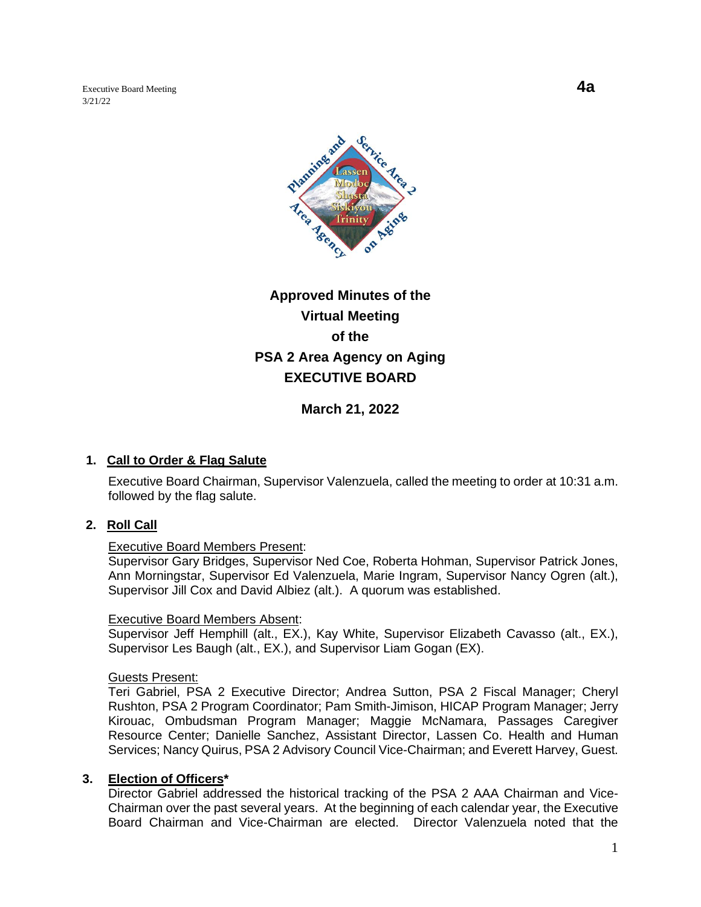# Approved Minutes of the Virtual Meeting of the PSA 2 Area Agency on Aging EXECUTIVE BOARD

**March 21, 2022**

## 1. Call to Order & Flag Salute

Executive Board Chairman, Supervisor Valenzuela, called the meeting to order at 10:31 a.m. followed by the flag salute.

## 2. Roll Call

Executive Board Members Present:
Supervisor Gary Bridges, Supervisor Ned Coe, Roberta Hohman, Supervisor Patrick Jones, Ann Morningstar, Supervisor Ed Valenzuela, Marie Ingram, Supervisor Nancy Ogren (alt.), Supervisor Jill Cox and David Albiez (alt.). A quorum was established.

Executive Board Members Absent:
Supervisor Jeff Hemphill (alt., EX.), Kay White, Supervisor Elizabeth Cavasso (alt., EX.), Supervisor Les Baugh (alt., EX.), and Supervisor Liam Gogan (EX).

Guests Present:
Teri Gabriel, PSA 2 Executive Director; Andrea Sutton, PSA 2 Fiscal Manager; Cheryl Rushton, PSA 2 Program Coordinator; Pam Smith-Jimison, HICAP Program Manager; Jerry Kirouac, Ombudsman Program Manager; Maggie McNamara, Passages Caregiver Resource Center; Danielle Sanchez, Assistant Director, Lassen Co. Health and Human Services; Nancy Quirus, PSA 2 Advisory Council Vice-Chairman; and Everett Harvey, Guest.

## 3. Election of Officers*

Director Gabriel addressed the historical tracking of the PSA 2 AAA Chairman and Vice-Chairman over the past several years. At the beginning of each calendar year, the Executive Board Chairman and Vice-Chairman are elected. Director Valenzuela noted that the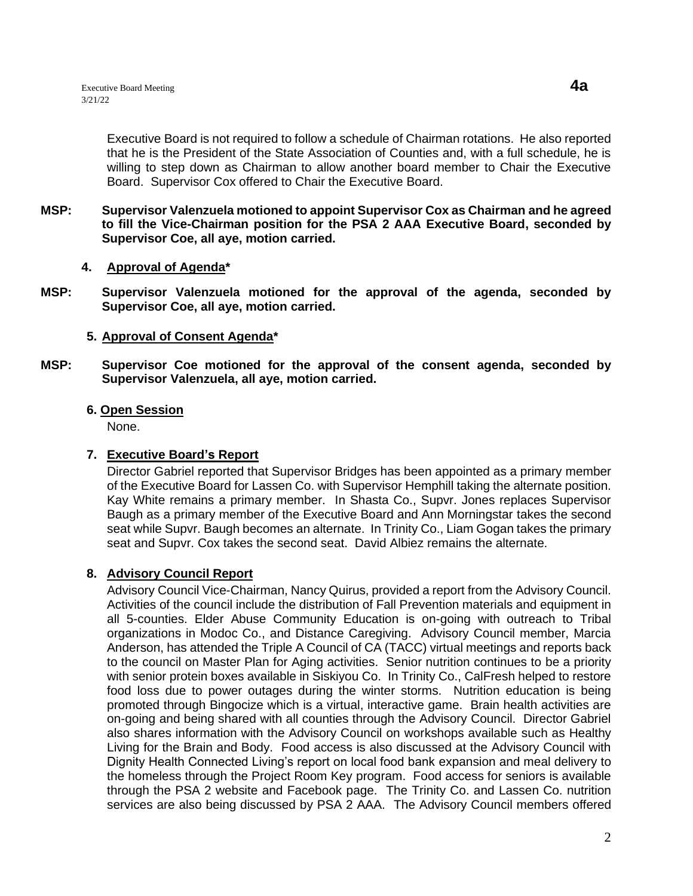Executive Board is not required to follow a schedule of Chairman rotations. He also reported that he is the President of the State Association of Counties and, with a full schedule, he is willing to step down as Chairman to allow another board member to Chair the Executive Board. Supervisor Cox offered to Chair the Executive Board.

**MSP: Supervisor Valenzuela motioned to appoint Supervisor Cox as Chairman and he agreed to fill the Vice-Chairman position for the PSA 2 AAA Executive Board, seconded by Supervisor Coe, all aye, motion carried.**

**4. Approval of Agenda***

**MSP: Supervisor Valenzuela motioned for the approval of the agenda, seconded by Supervisor Coe, all aye, motion carried.**

**5. Approval of Consent Agenda***

**MSP: Supervisor Coe motioned for the approval of the consent agenda, seconded by Supervisor Valenzuela, all aye, motion carried.**

**6. Open Session**

None.

**7. Executive Board's Report**

Director Gabriel reported that Supervisor Bridges has been appointed as a primary member of the Executive Board for Lassen Co. with Supervisor Hemphill taking the alternate position. Kay White remains a primary member. In Shasta Co., Supvr. Jones replaces Supervisor Baugh as a primary member of the Executive Board and Ann Morningstar takes the second seat while Supvr. Baugh becomes an alternate. In Trinity Co., Liam Gogan takes the primary seat and Supvr. Cox takes the second seat. David Albiez remains the alternate.

**8. Advisory Council Report**

Advisory Council Vice-Chairman, Nancy Quirus, provided a report from the Advisory Council. Activities of the council include the distribution of Fall Prevention materials and equipment in all 5-counties. Elder Abuse Community Education is on-going with outreach to Tribal organizations in Modoc Co., and Distance Caregiving. Advisory Council member, Marcia Anderson, has attended the Triple A Council of CA (TACC) virtual meetings and reports back to the council on Master Plan for Aging activities. Senior nutrition continues to be a priority with senior protein boxes available in Siskiyou Co. In Trinity Co., CalFresh helped to restore food loss due to power outages during the winter storms. Nutrition education is being promoted through Bingocize which is a virtual, interactive game. Brain health activities are on-going and being shared with all counties through the Advisory Council. Director Gabriel also shares information with the Advisory Council on workshops available such as Healthy Living for the Brain and Body. Food access is also discussed at the Advisory Council with Dignity Health Connected Living's report on local food bank expansion and meal delivery to the homeless through the Project Room Key program. Food access for seniors is available through the PSA 2 website and Facebook page. The Trinity Co. and Lassen Co. nutrition services are also being discussed by PSA 2 AAA. The Advisory Council members offered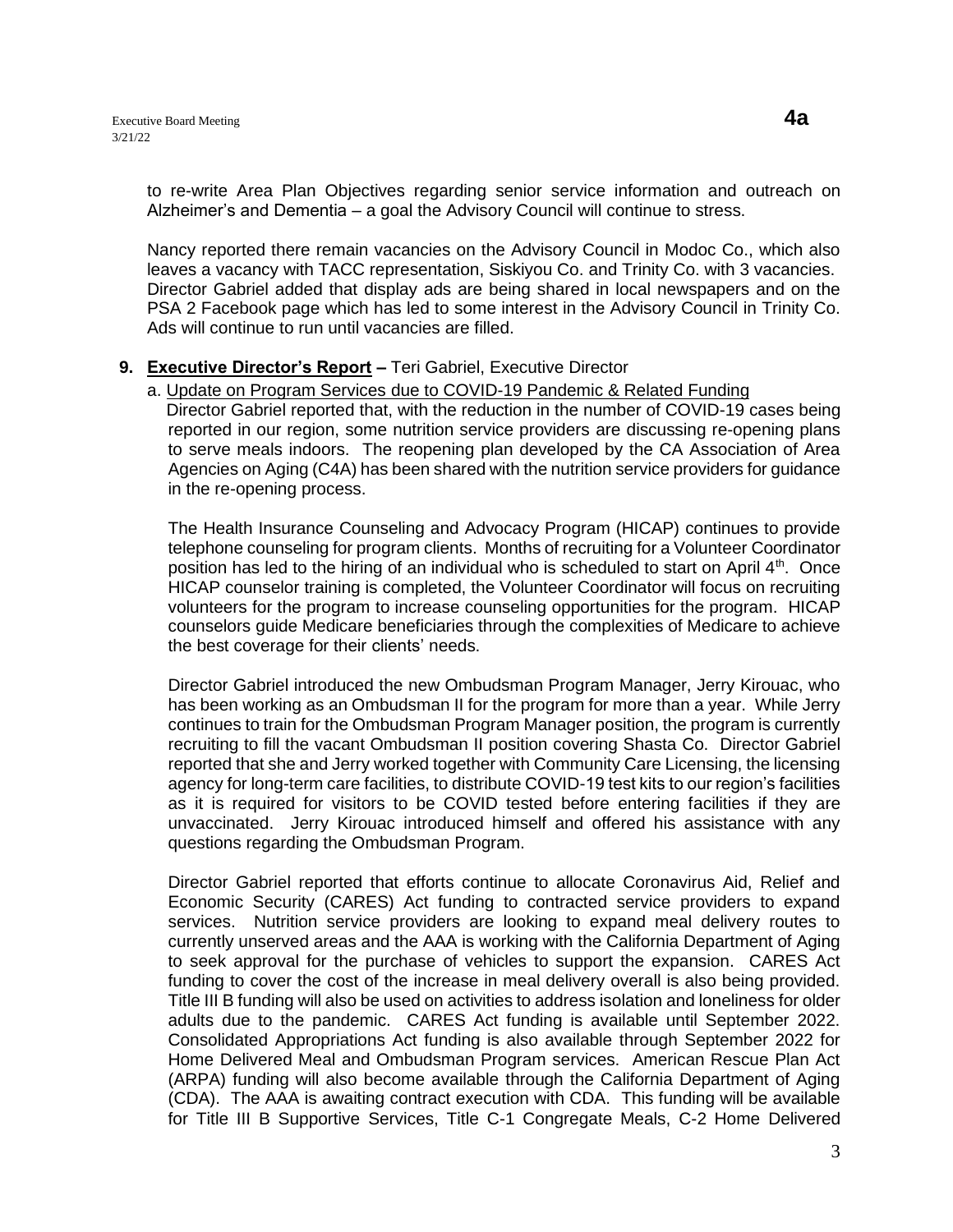to re-write Area Plan Objectives regarding senior service information and outreach on Alzheimer's and Dementia – a goal the Advisory Council will continue to stress.

Nancy reported there remain vacancies on the Advisory Council in Modoc Co., which also leaves a vacancy with TACC representation, Siskiyou Co. and Trinity Co. with 3 vacancies. Director Gabriel added that display ads are being shared in local newspapers and on the PSA 2 Facebook page which has led to some interest in the Advisory Council in Trinity Co. Ads will continue to run until vacancies are filled.

**9. Executive Director's Report –** Teri Gabriel, Executive Director

a. Update on Program Services due to COVID-19 Pandemic & Related Funding

Director Gabriel reported that, with the reduction in the number of COVID-19 cases being reported in our region, some nutrition service providers are discussing re-opening plans to serve meals indoors. The reopening plan developed by the CA Association of Area Agencies on Aging (C4A) has been shared with the nutrition service providers for guidance in the re-opening process.

The Health Insurance Counseling and Advocacy Program (HICAP) continues to provide telephone counseling for program clients. Months of recruiting for a Volunteer Coordinator position has led to the hiring of an individual who is scheduled to start on April 4th. Once HICAP counselor training is completed, the Volunteer Coordinator will focus on recruiting volunteers for the program to increase counseling opportunities for the program. HICAP counselors guide Medicare beneficiaries through the complexities of Medicare to achieve the best coverage for their clients' needs.

Director Gabriel introduced the new Ombudsman Program Manager, Jerry Kirouac, who has been working as an Ombudsman II for the program for more than a year. While Jerry continues to train for the Ombudsman Program Manager position, the program is currently recruiting to fill the vacant Ombudsman II position covering Shasta Co. Director Gabriel reported that she and Jerry worked together with Community Care Licensing, the licensing agency for long-term care facilities, to distribute COVID-19 test kits to our region's facilities as it is required for visitors to be COVID tested before entering facilities if they are unvaccinated. Jerry Kirouac introduced himself and offered his assistance with any questions regarding the Ombudsman Program.

Director Gabriel reported that efforts continue to allocate Coronavirus Aid, Relief and Economic Security (CARES) Act funding to contracted service providers to expand services. Nutrition service providers are looking to expand meal delivery routes to currently unserved areas and the AAA is working with the California Department of Aging to seek approval for the purchase of vehicles to support the expansion. CARES Act funding to cover the cost of the increase in meal delivery overall is also being provided. Title III B funding will also be used on activities to address isolation and loneliness for older adults due to the pandemic. CARES Act funding is available until September 2022. Consolidated Appropriations Act funding is also available through September 2022 for Home Delivered Meal and Ombudsman Program services. American Rescue Plan Act (ARPA) funding will also become available through the California Department of Aging (CDA). The AAA is awaiting contract execution with CDA. This funding will be available for Title III B Supportive Services, Title C-1 Congregate Meals, C-2 Home Delivered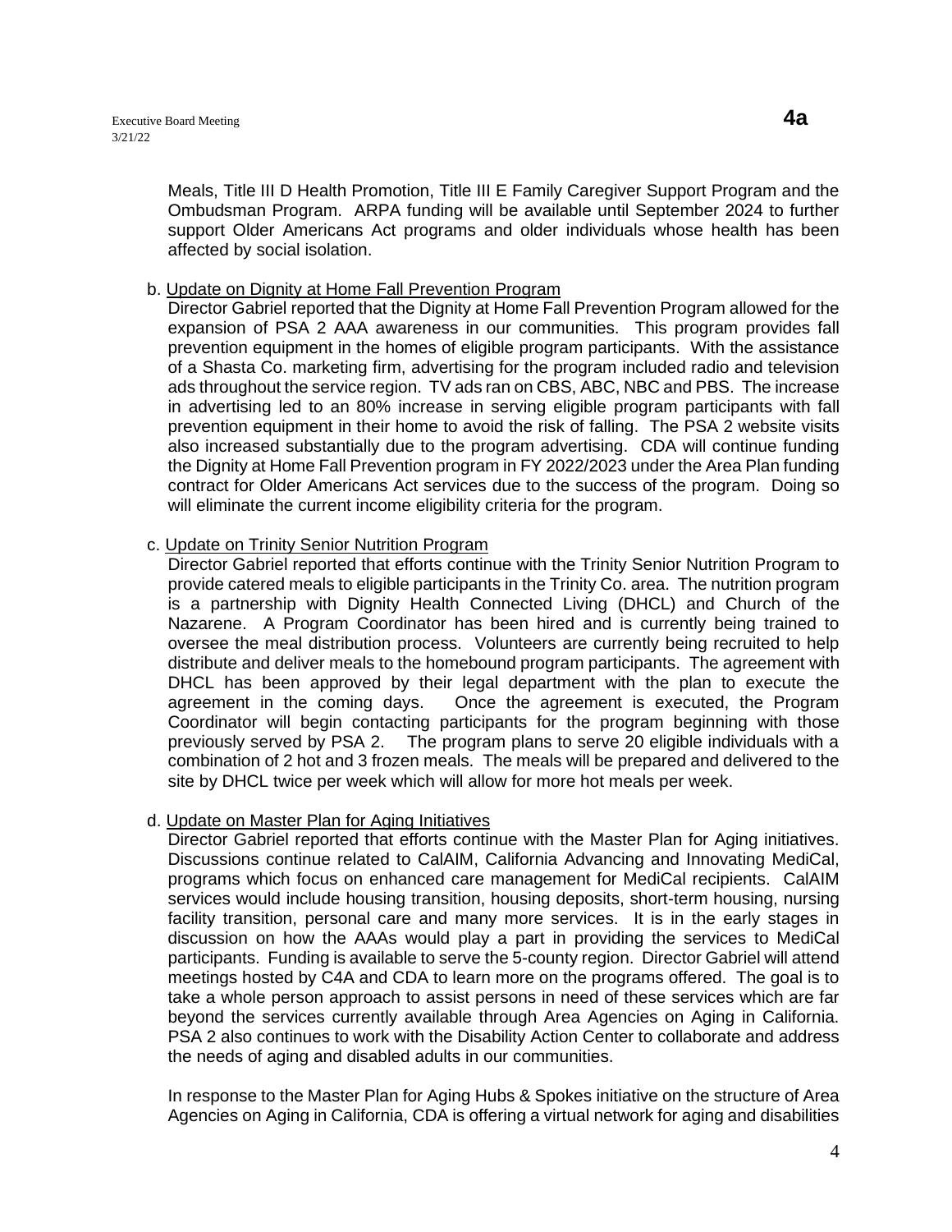Meals, Title III D Health Promotion, Title III E Family Caregiver Support Program and the Ombudsman Program. ARPA funding will be available until September 2024 to further support Older Americans Act programs and older individuals whose health has been affected by social isolation.

b. Update on Dignity at Home Fall Prevention Program

Director Gabriel reported that the Dignity at Home Fall Prevention Program allowed for the expansion of PSA 2 AAA awareness in our communities. This program provides fall prevention equipment in the homes of eligible program participants. With the assistance of a Shasta Co. marketing firm, advertising for the program included radio and television ads throughout the service region. TV ads ran on CBS, ABC, NBC and PBS. The increase in advertising led to an 80% increase in serving eligible program participants with fall prevention equipment in their home to avoid the risk of falling. The PSA 2 website visits also increased substantially due to the program advertising. CDA will continue funding the Dignity at Home Fall Prevention program in FY 2022/2023 under the Area Plan funding contract for Older Americans Act services due to the success of the program. Doing so will eliminate the current income eligibility criteria for the program.

c. Update on Trinity Senior Nutrition Program

Director Gabriel reported that efforts continue with the Trinity Senior Nutrition Program to provide catered meals to eligible participants in the Trinity Co. area. The nutrition program is a partnership with Dignity Health Connected Living (DHCL) and Church of the Nazarene. A Program Coordinator has been hired and is currently being trained to oversee the meal distribution process. Volunteers are currently being recruited to help distribute and deliver meals to the homebound program participants. The agreement with DHCL has been approved by their legal department with the plan to execute the agreement in the coming days. Once the agreement is executed, the Program Coordinator will begin contacting participants for the program beginning with those previously served by PSA 2. The program plans to serve 20 eligible individuals with a combination of 2 hot and 3 frozen meals. The meals will be prepared and delivered to the site by DHCL twice per week which will allow for more hot meals per week.

d. Update on Master Plan for Aging Initiatives

Director Gabriel reported that efforts continue with the Master Plan for Aging initiatives. Discussions continue related to CalAIM, California Advancing and Innovating MediCal, programs which focus on enhanced care management for MediCal recipients. CalAIM services would include housing transition, housing deposits, short-term housing, nursing facility transition, personal care and many more services. It is in the early stages in discussion on how the AAAs would play a part in providing the services to MediCal participants. Funding is available to serve the 5-county region. Director Gabriel will attend meetings hosted by C4A and CDA to learn more on the programs offered. The goal is to take a whole person approach to assist persons in need of these services which are far beyond the services currently available through Area Agencies on Aging in California. PSA 2 also continues to work with the Disability Action Center to collaborate and address the needs of aging and disabled adults in our communities.

In response to the Master Plan for Aging Hubs & Spokes initiative on the structure of Area Agencies on Aging in California, CDA is offering a virtual network for aging and disabilities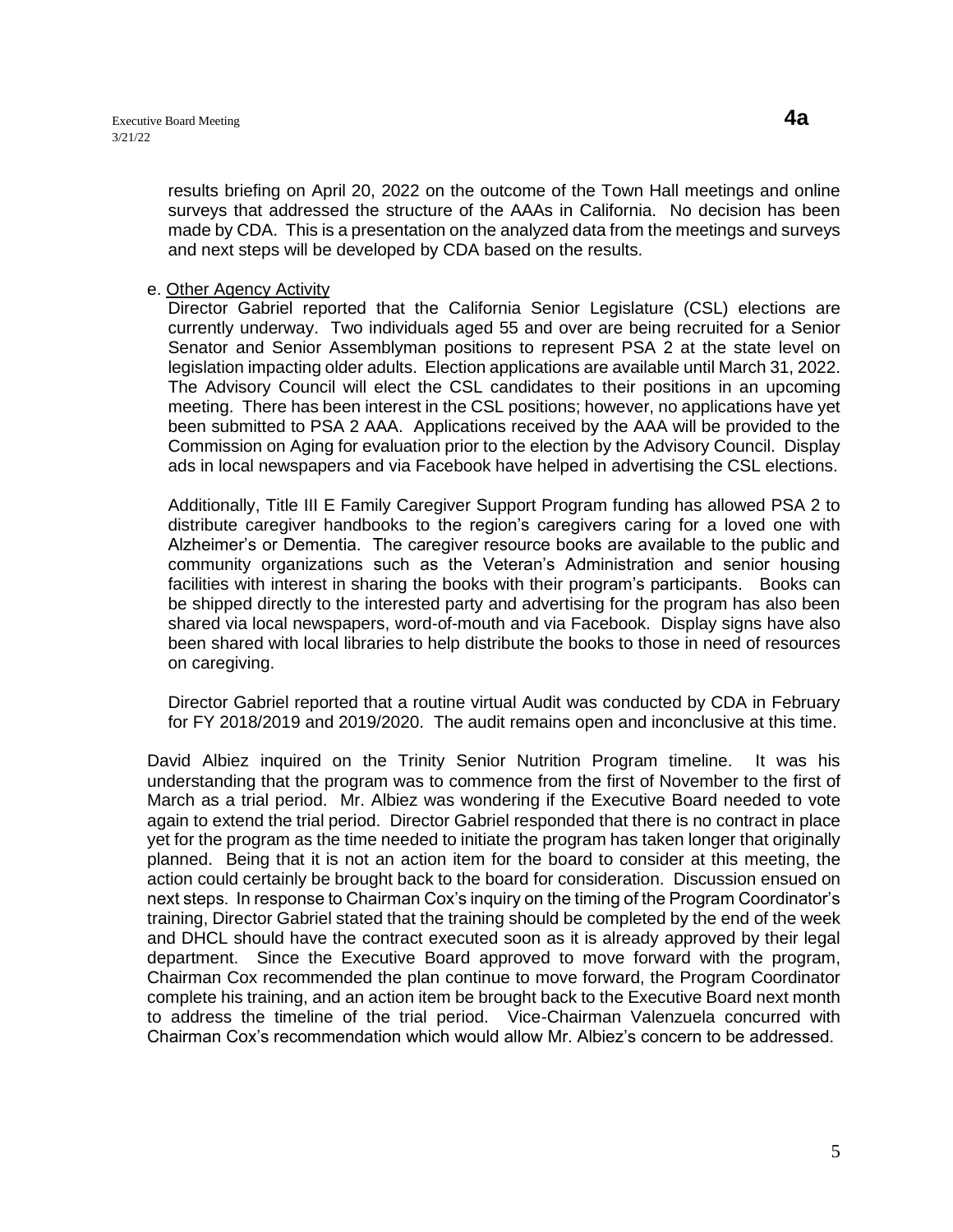results briefing on April 20, 2022 on the outcome of the Town Hall meetings and online surveys that addressed the structure of the AAAs in California. No decision has been made by CDA. This is a presentation on the analyzed data from the meetings and surveys and next steps will be developed by CDA based on the results.

e. Other Agency Activity

Director Gabriel reported that the California Senior Legislature (CSL) elections are currently underway. Two individuals aged 55 and over are being recruited for a Senior Senator and Senior Assemblyman positions to represent PSA 2 at the state level on legislation impacting older adults. Election applications are available until March 31, 2022. The Advisory Council will elect the CSL candidates to their positions in an upcoming meeting. There has been interest in the CSL positions; however, no applications have yet been submitted to PSA 2 AAA. Applications received by the AAA will be provided to the Commission on Aging for evaluation prior to the election by the Advisory Council. Display ads in local newspapers and via Facebook have helped in advertising the CSL elections.

Additionally, Title III E Family Caregiver Support Program funding has allowed PSA 2 to distribute caregiver handbooks to the region's caregivers caring for a loved one with Alzheimer's or Dementia. The caregiver resource books are available to the public and community organizations such as the Veteran's Administration and senior housing facilities with interest in sharing the books with their program's participants. Books can be shipped directly to the interested party and advertising for the program has also been shared via local newspapers, word-of-mouth and via Facebook. Display signs have also been shared with local libraries to help distribute the books to those in need of resources on caregiving.

Director Gabriel reported that a routine virtual Audit was conducted by CDA in February for FY 2018/2019 and 2019/2020. The audit remains open and inconclusive at this time.

David Albiez inquired on the Trinity Senior Nutrition Program timeline. It was his understanding that the program was to commence from the first of November to the first of March as a trial period. Mr. Albiez was wondering if the Executive Board needed to vote again to extend the trial period. Director Gabriel responded that there is no contract in place yet for the program as the time needed to initiate the program has taken longer that originally planned. Being that it is not an action item for the board to consider at this meeting, the action could certainly be brought back to the board for consideration. Discussion ensued on next steps. In response to Chairman Cox's inquiry on the timing of the Program Coordinator's training, Director Gabriel stated that the training should be completed by the end of the week and DHCL should have the contract executed soon as it is already approved by their legal department. Since the Executive Board approved to move forward with the program, Chairman Cox recommended the plan continue to move forward, the Program Coordinator complete his training, and an action item be brought back to the Executive Board next month to address the timeline of the trial period. Vice-Chairman Valenzuela concurred with Chairman Cox's recommendation which would allow Mr. Albiez's concern to be addressed.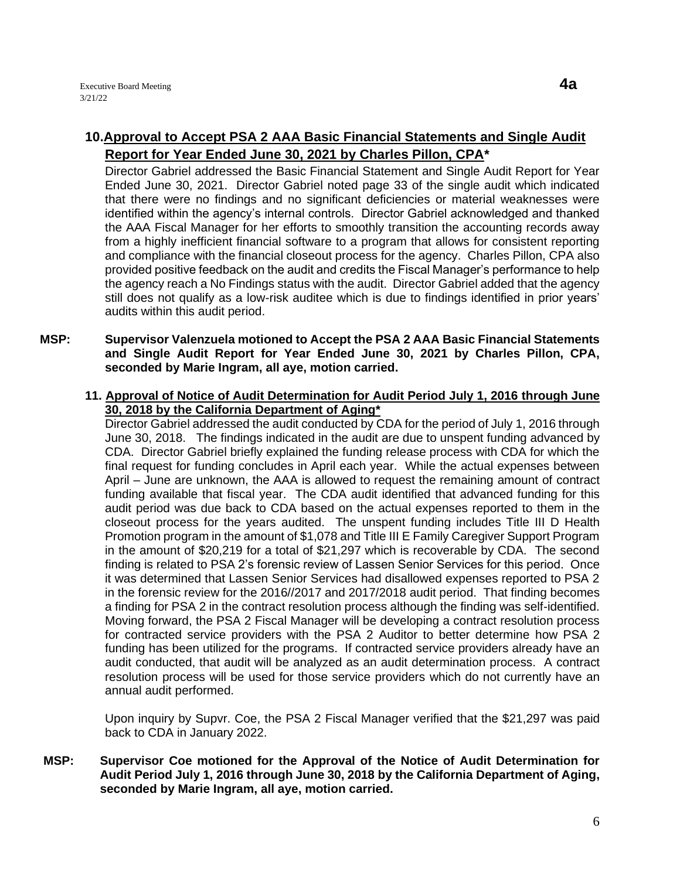**10. Approval to Accept PSA 2 AAA Basic Financial Statements and Single Audit Report for Year Ended June 30, 2021 by Charles Pillon, CPA***

Director Gabriel addressed the Basic Financial Statement and Single Audit Report for Year Ended June 30, 2021. Director Gabriel noted page 33 of the single audit which indicated that there were no findings and no significant deficiencies or material weaknesses were identified within the agency's internal controls. Director Gabriel acknowledged and thanked the AAA Fiscal Manager for her efforts to smoothly transition the accounting records away from a highly inefficient financial software to a program that allows for consistent reporting and compliance with the financial closeout process for the agency. Charles Pillon, CPA also provided positive feedback on the audit and credits the Fiscal Manager's performance to help the agency reach a No Findings status with the audit. Director Gabriel added that the agency still does not qualify as a low-risk auditee which is due to findings identified in prior years' audits within this audit period.

**MSP: Supervisor Valenzuela motioned to Accept the PSA 2 AAA Basic Financial Statements and Single Audit Report for Year Ended June 30, 2021 by Charles Pillon, CPA, seconded by Marie Ingram, all aye, motion carried.**

**11. Approval of Notice of Audit Determination for Audit Period July 1, 2016 through June 30, 2018 by the California Department of Aging***

Director Gabriel addressed the audit conducted by CDA for the period of July 1, 2016 through June 30, 2018. The findings indicated in the audit are due to unspent funding advanced by CDA. Director Gabriel briefly explained the funding release process with CDA for which the final request for funding concludes in April each year. While the actual expenses between April – June are unknown, the AAA is allowed to request the remaining amount of contract funding available that fiscal year. The CDA audit identified that advanced funding for this audit period was due back to CDA based on the actual expenses reported to them in the closeout process for the years audited. The unspent funding includes Title III D Health Promotion program in the amount of $1,078 and Title III E Family Caregiver Support Program in the amount of $20,219 for a total of $21,297 which is recoverable by CDA. The second finding is related to PSA 2's forensic review of Lassen Senior Services for this period. Once it was determined that Lassen Senior Services had disallowed expenses reported to PSA 2 in the forensic review for the 2016//2017 and 2017/2018 audit period. That finding becomes a finding for PSA 2 in the contract resolution process although the finding was self-identified. Moving forward, the PSA 2 Fiscal Manager will be developing a contract resolution process for contracted service providers with the PSA 2 Auditor to better determine how PSA 2 funding has been utilized for the programs. If contracted service providers already have an audit conducted, that audit will be analyzed as an audit determination process. A contract resolution process will be used for those service providers which do not currently have an annual audit performed.

Upon inquiry by Supvr. Coe, the PSA 2 Fiscal Manager verified that the $21,297 was paid back to CDA in January 2022.

**MSP: Supervisor Coe motioned for the Approval of the Notice of Audit Determination for Audit Period July 1, 2016 through June 30, 2018 by the California Department of Aging, seconded by Marie Ingram, all aye, motion carried.**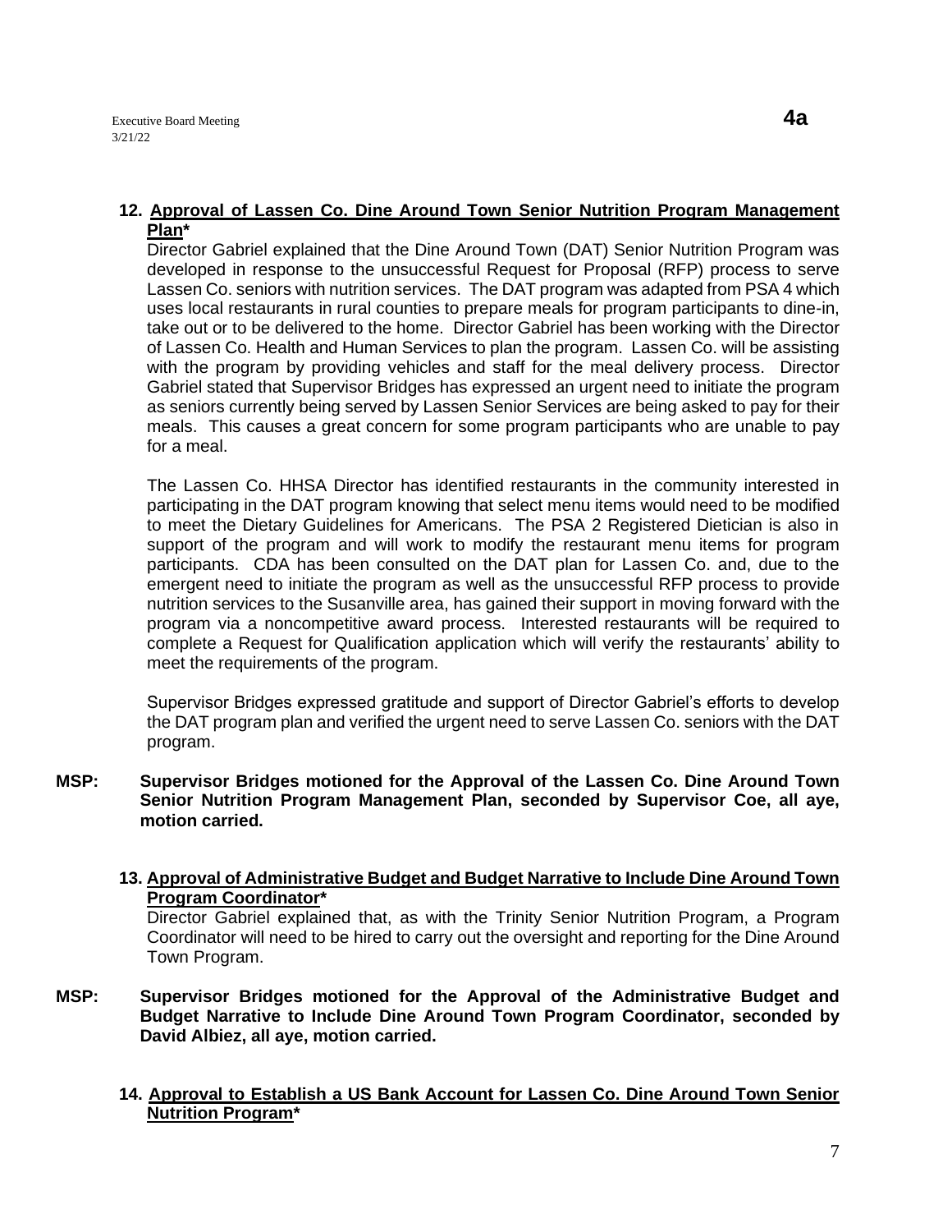**12. Approval of Lassen Co. Dine Around Town Senior Nutrition Program Management Plan***

Director Gabriel explained that the Dine Around Town (DAT) Senior Nutrition Program was developed in response to the unsuccessful Request for Proposal (RFP) process to serve Lassen Co. seniors with nutrition services. The DAT program was adapted from PSA 4 which uses local restaurants in rural counties to prepare meals for program participants to dine-in, take out or to be delivered to the home. Director Gabriel has been working with the Director of Lassen Co. Health and Human Services to plan the program. Lassen Co. will be assisting with the program by providing vehicles and staff for the meal delivery process. Director Gabriel stated that Supervisor Bridges has expressed an urgent need to initiate the program as seniors currently being served by Lassen Senior Services are being asked to pay for their meals. This causes a great concern for some program participants who are unable to pay for a meal.

The Lassen Co. HHSA Director has identified restaurants in the community interested in participating in the DAT program knowing that select menu items would need to be modified to meet the Dietary Guidelines for Americans. The PSA 2 Registered Dietician is also in support of the program and will work to modify the restaurant menu items for program participants. CDA has been consulted on the DAT plan for Lassen Co. and, due to the emergent need to initiate the program as well as the unsuccessful RFP process to provide nutrition services to the Susanville area, has gained their support in moving forward with the program via a noncompetitive award process. Interested restaurants will be required to complete a Request for Qualification application which will verify the restaurants' ability to meet the requirements of the program.

Supervisor Bridges expressed gratitude and support of Director Gabriel's efforts to develop the DAT program plan and verified the urgent need to serve Lassen Co. seniors with the DAT program.

**MSP: Supervisor Bridges motioned for the Approval of the Lassen Co. Dine Around Town Senior Nutrition Program Management Plan, seconded by Supervisor Coe, all aye, motion carried.**

**13. Approval of Administrative Budget and Budget Narrative to Include Dine Around Town Program Coordinator***

Director Gabriel explained that, as with the Trinity Senior Nutrition Program, a Program Coordinator will need to be hired to carry out the oversight and reporting for the Dine Around Town Program.

**MSP: Supervisor Bridges motioned for the Approval of the Administrative Budget and Budget Narrative to Include Dine Around Town Program Coordinator, seconded by David Albiez, all aye, motion carried.**

**14. Approval to Establish a US Bank Account for Lassen Co. Dine Around Town Senior Nutrition Program***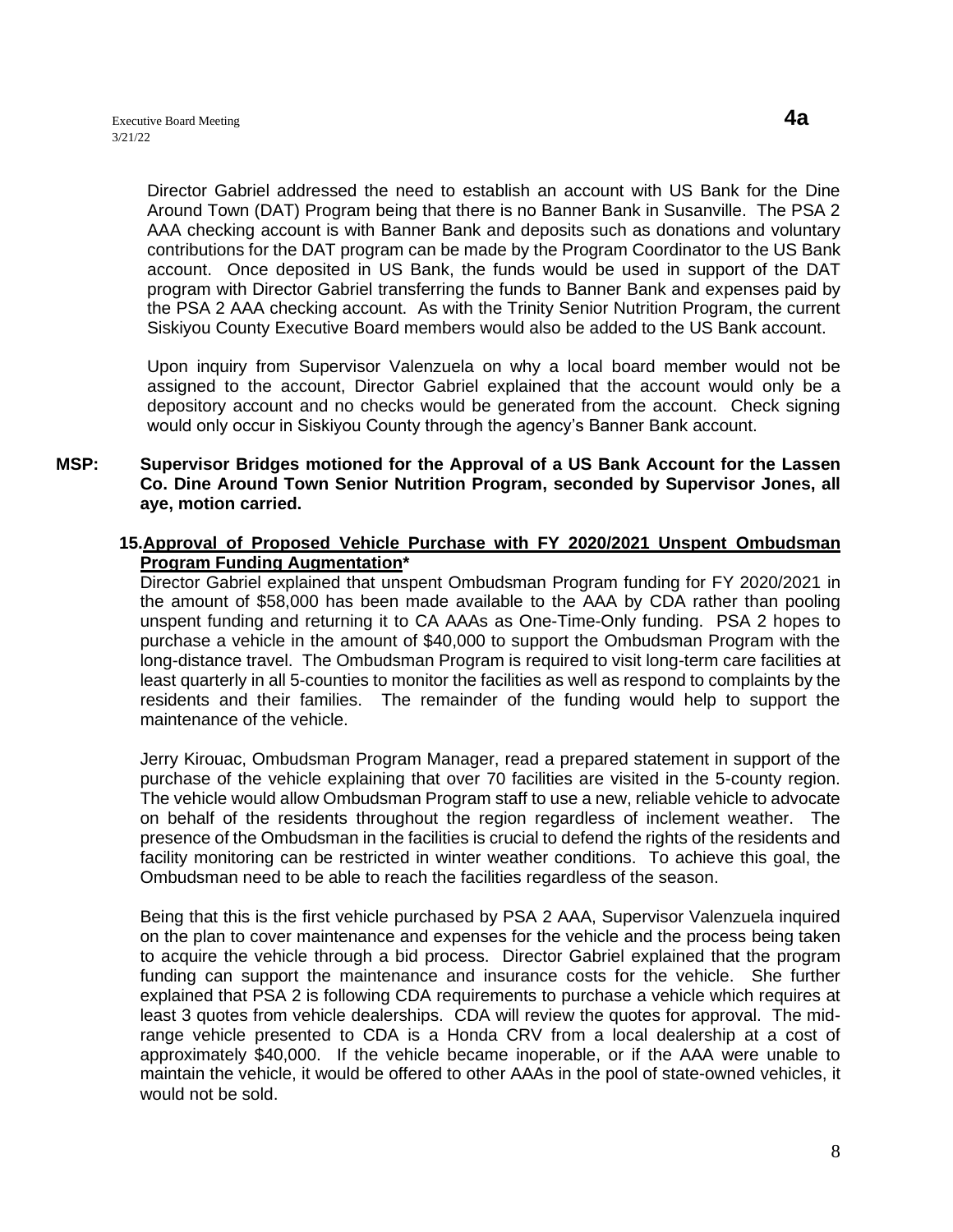Director Gabriel addressed the need to establish an account with US Bank for the Dine Around Town (DAT) Program being that there is no Banner Bank in Susanville. The PSA 2 AAA checking account is with Banner Bank and deposits such as donations and voluntary contributions for the DAT program can be made by the Program Coordinator to the US Bank account. Once deposited in US Bank, the funds would be used in support of the DAT program with Director Gabriel transferring the funds to Banner Bank and expenses paid by the PSA 2 AAA checking account. As with the Trinity Senior Nutrition Program, the current Siskiyou County Executive Board members would also be added to the US Bank account.

Upon inquiry from Supervisor Valenzuela on why a local board member would not be assigned to the account, Director Gabriel explained that the account would only be a depository account and no checks would be generated from the account. Check signing would only occur in Siskiyou County through the agency's Banner Bank account.

**MSP: Supervisor Bridges motioned for the Approval of a US Bank Account for the Lassen Co. Dine Around Town Senior Nutrition Program, seconded by Supervisor Jones, all aye, motion carried.**

15. **Approval of Proposed Vehicle Purchase with FY 2020/2021 Unspent Ombudsman Program Funding Augmentation***

Director Gabriel explained that unspent Ombudsman Program funding for FY 2020/2021 in the amount of $58,000 has been made available to the AAA by CDA rather than pooling unspent funding and returning it to CA AAAs as One-Time-Only funding. PSA 2 hopes to purchase a vehicle in the amount of $40,000 to support the Ombudsman Program with the long-distance travel. The Ombudsman Program is required to visit long-term care facilities at least quarterly in all 5-counties to monitor the facilities as well as respond to complaints by the residents and their families. The remainder of the funding would help to support the maintenance of the vehicle.

Jerry Kirouac, Ombudsman Program Manager, read a prepared statement in support of the purchase of the vehicle explaining that over 70 facilities are visited in the 5-county region. The vehicle would allow Ombudsman Program staff to use a new, reliable vehicle to advocate on behalf of the residents throughout the region regardless of inclement weather. The presence of the Ombudsman in the facilities is crucial to defend the rights of the residents and facility monitoring can be restricted in winter weather conditions. To achieve this goal, the Ombudsman need to be able to reach the facilities regardless of the season.

Being that this is the first vehicle purchased by PSA 2 AAA, Supervisor Valenzuela inquired on the plan to cover maintenance and expenses for the vehicle and the process being taken to acquire the vehicle through a bid process. Director Gabriel explained that the program funding can support the maintenance and insurance costs for the vehicle. She further explained that PSA 2 is following CDA requirements to purchase a vehicle which requires at least 3 quotes from vehicle dealerships. CDA will review the quotes for approval. The mid-range vehicle presented to CDA is a Honda CRV from a local dealership at a cost of approximately $40,000. If the vehicle became inoperable, or if the AAA were unable to maintain the vehicle, it would be offered to other AAAs in the pool of state-owned vehicles, it would not be sold.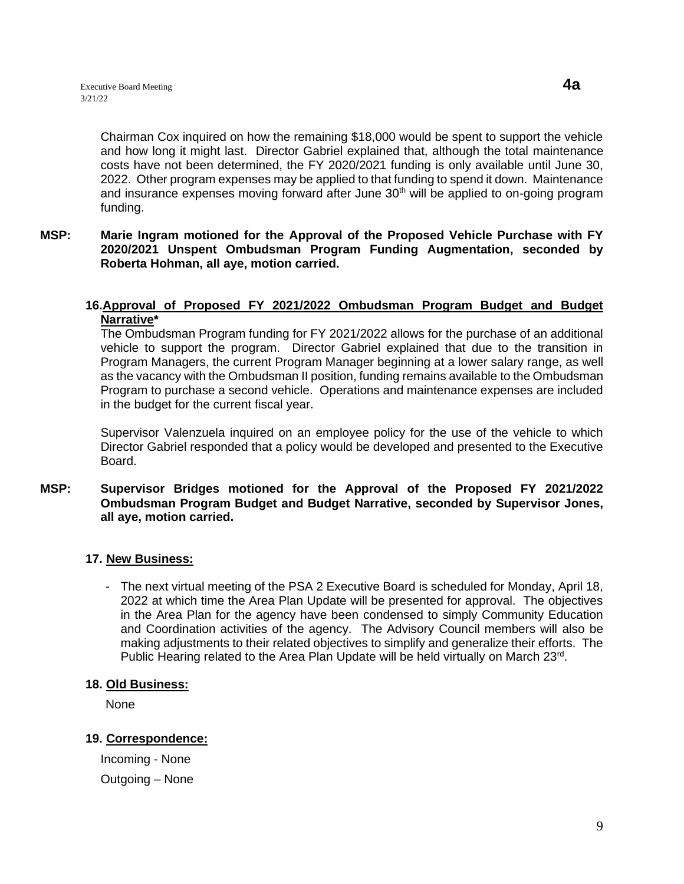Chairman Cox inquired on how the remaining $18,000 would be spent to support the vehicle and how long it might last. Director Gabriel explained that, although the total maintenance costs have not been determined, the FY 2020/2021 funding is only available until June 30, 2022. Other program expenses may be applied to that funding to spend it down. Maintenance and insurance expenses moving forward after June 30th will be applied to on-going program funding.

**MSP: Marie Ingram motioned for the Approval of the Proposed Vehicle Purchase with FY 2020/2021 Unspent Ombudsman Program Funding Augmentation, seconded by Roberta Hohman, all aye, motion carried.**

**16. Approval of Proposed FY 2021/2022 Ombudsman Program Budget and Budget Narrative***

The Ombudsman Program funding for FY 2021/2022 allows for the purchase of an additional vehicle to support the program. Director Gabriel explained that due to the transition in Program Managers, the current Program Manager beginning at a lower salary range, as well as the vacancy with the Ombudsman II position, funding remains available to the Ombudsman Program to purchase a second vehicle. Operations and maintenance expenses are included in the budget for the current fiscal year.

Supervisor Valenzuela inquired on an employee policy for the use of the vehicle to which Director Gabriel responded that a policy would be developed and presented to the Executive Board.

**MSP: Supervisor Bridges motioned for the Approval of the Proposed FY 2021/2022 Ombudsman Program Budget and Budget Narrative, seconded by Supervisor Jones, all aye, motion carried.**

**17. New Business:**

- The next virtual meeting of the PSA 2 Executive Board is scheduled for Monday, April 18, 2022 at which time the Area Plan Update will be presented for approval. The objectives in the Area Plan for the agency have been condensed to simply Community Education and Coordination activities of the agency. The Advisory Council members will also be making adjustments to their related objectives to simplify and generalize their efforts. The Public Hearing related to the Area Plan Update will be held virtually on March 23rd.

**18. Old Business:**

None

**19. Correspondence:**

Incoming - None

Outgoing – None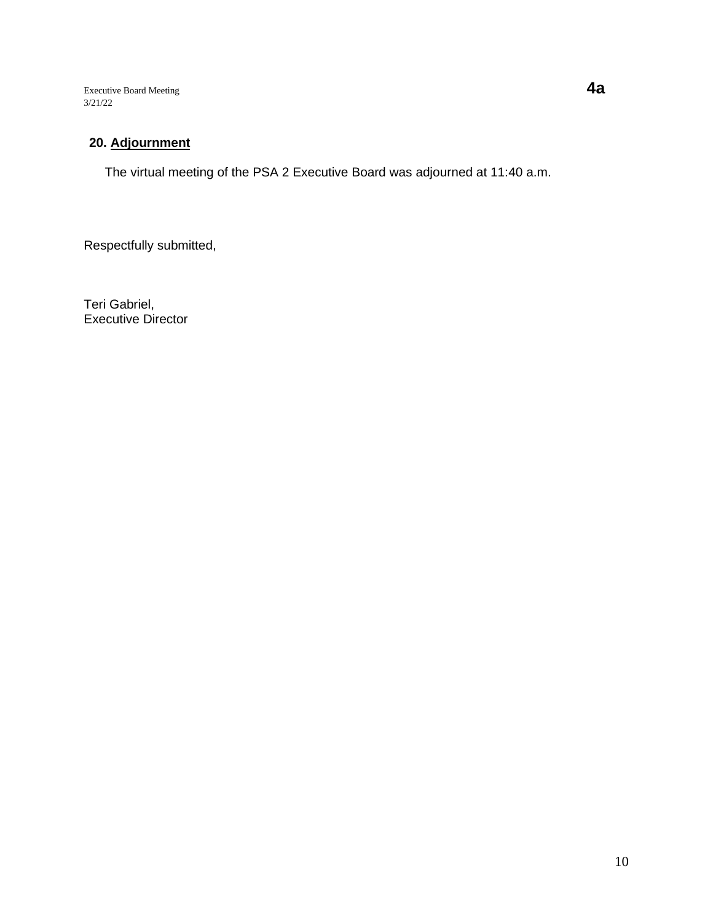## 20. Adjournment

The virtual meeting of the PSA 2 Executive Board was adjourned at 11:40 a.m.

Respectfully submitted,

Teri Gabriel,
Executive Director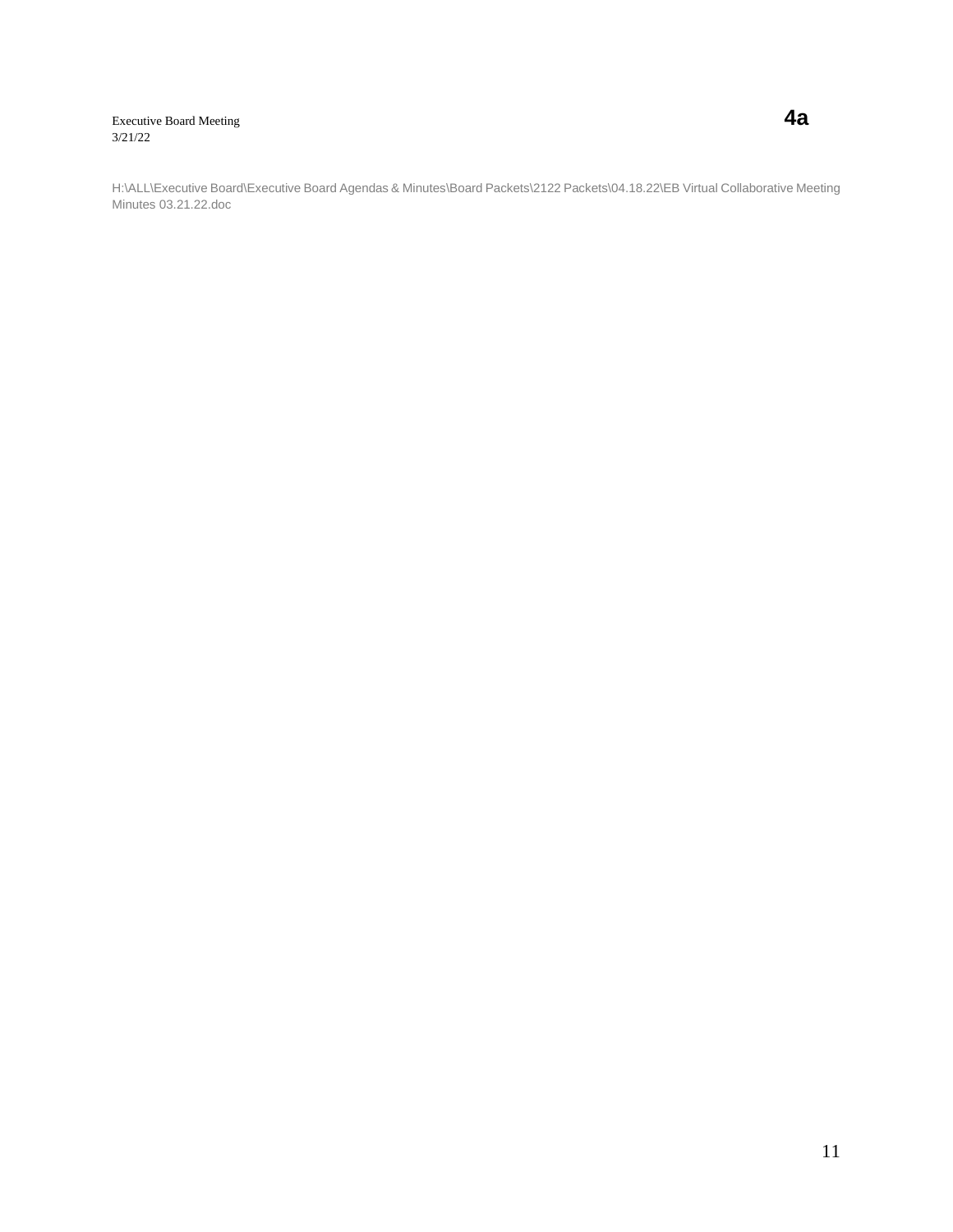H:\ALL\Executive Board\Executive Board Agendas & Minutes\Board Packets\2122 Packets\04.18.22\EB Virtual Collaborative Meeting Minutes 03.21.22.doc